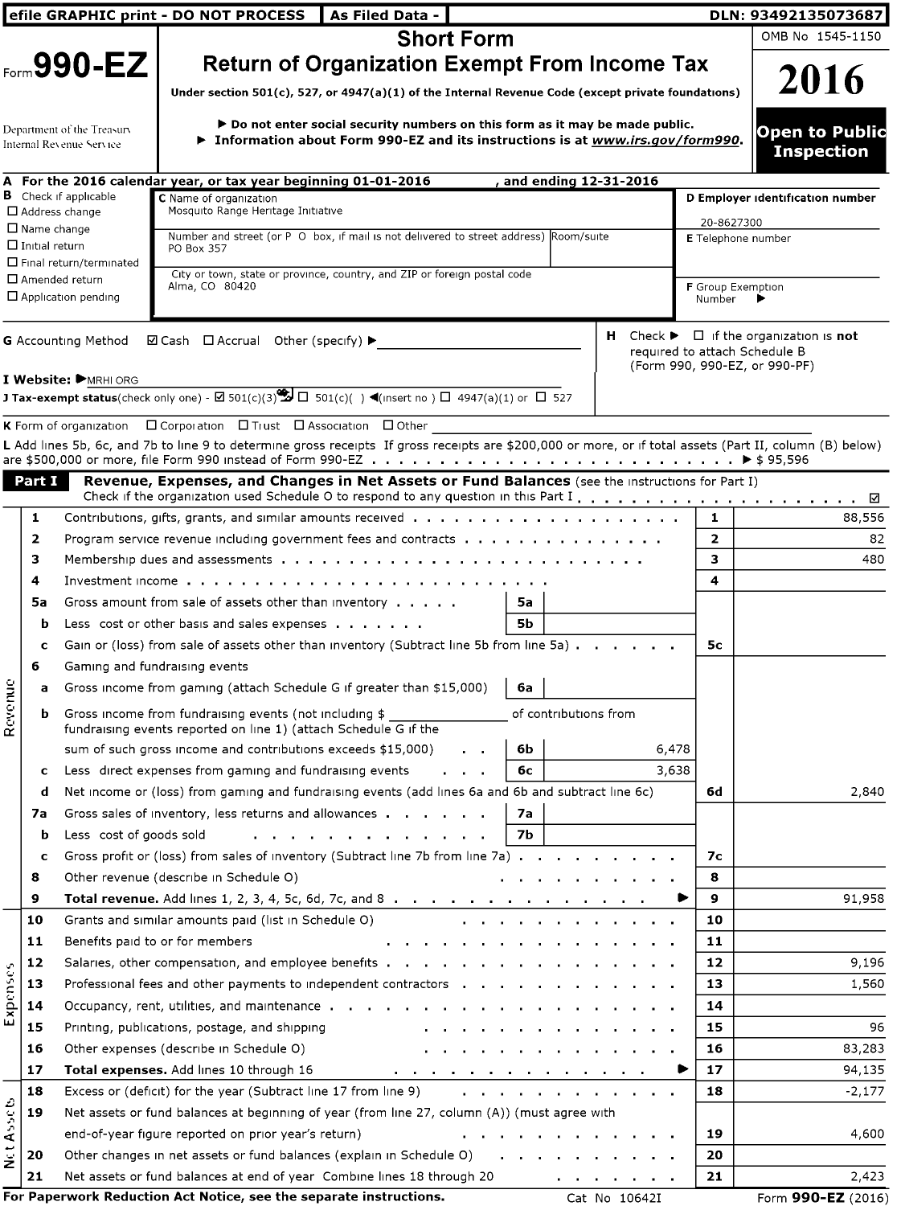efile GRAPHIC print - DO NOT PROCESS | As Filed Data - | DLN: 93492135073687

Form **990-EZ**

# Short Form
# Return of Organization Exempt From Income Tax

Under section 501(c), 527, or 4947(a)(1) of the Internal Revenue Code (except private foundations)

▶ Do not enter social security numbers on this form as it may be made public.
▶ Information about Form 990-EZ and its instructions is at *www.irs.gov/form990*.

Department of the Treasury
Internal Revenue Service

OMB No 1545-1150

**2016**

**Open to Public Inspection**

**A** For the 2016 calendar year, or tax year beginning 01-01-2016 , and ending 12-31-2016

**B** Check if applicable
☐ Address change
☐ Name change
☐ Initial return
☐ Final return/terminated
☐ Amended return
☐ Application pending

**C** Name of organization
Mosquito Range Heritage Initiative

Number and street (or P O box, if mail is not delivered to street address) Room/suite
PO Box 357

City or town, state or province, country, and ZIP or foreign postal code
Alma, CO 80420

**D** Employer identification number
20-8627300

**E** Telephone number

**F** Group Exemption Number ▶

**G** Accounting Method ☑ Cash ☐ Accrual Other (specify) ▶

**H** Check ▶ ☐ if the organization is **not** required to attach Schedule B (Form 990, 990-EZ, or 990-PF)

**I Website:** ▶MRHI ORG

**J Tax-exempt status**(check only one) - ☑ 501(c)(3) ☐ 501(c)( ) ◀(insert no ) ☐ 4947(a)(1) or ☐ 527

**K** Form of organization ☐ Corporation ☐ Trust ☐ Association ☐ Other

**L** Add lines 5b, 6c, and 7b to line 9 to determine gross receipts If gross receipts are $200,000 or more, or if total assets (Part II, column (B) below) are $500,000 or more, file Form 990 instead of Form 990-EZ ▶ $ 95,596

## Part I Revenue, Expenses, and Changes in Net Assets or Fund Balances (see the instructions for Part I)

Check if the organization used Schedule O to respond to any question in this Part I ☑

| | Line | Description | | | Line | Amount |
|---|---|---|---|---|---|---|
| Revenue | 1 | Contributions, gifts, grants, and similar amounts received | | | 1 | 88,556 |
| | 2 | Program service revenue including government fees and contracts | | | 2 | 82 |
| | 3 | Membership dues and assessments | | | 3 | 480 |
| | 4 | Investment income | | | 4 | |
| | 5a | Gross amount from sale of assets other than inventory | 5a | | | |
| | b | Less cost or other basis and sales expenses | 5b | | | |
| | c | Gain or (loss) from sale of assets other than inventory (Subtract line 5b from line 5a) | | | 5c | |
| | 6 | Gaming and fundraising events | | | | |
| | a | Gross income from gaming (attach Schedule G if greater than $15,000) | 6a | | | |
| | b | Gross income from fundraising events (not including $ ______ of contributions from fundraising events reported on line 1) (attach Schedule G if the sum of such gross income and contributions exceeds $15,000) | 6b | 6,478 | | |
| | c | Less direct expenses from gaming and fundraising events | 6c | 3,638 | | |
| | d | Net income or (loss) from gaming and fundraising events (add lines 6a and 6b and subtract line 6c) | | | 6d | 2,840 |
| | 7a | Gross sales of inventory, less returns and allowances | 7a | | | |
| | b | Less cost of goods sold | 7b | | | |
| | c | Gross profit or (loss) from sales of inventory (Subtract line 7b from line 7a) | | | 7c | |
| | 8 | Other revenue (describe in Schedule O) | | | 8 | |
| | 9 | **Total revenue.** Add lines 1, 2, 3, 4, 5c, 6d, 7c, and 8 ▶ | | | 9 | 91,958 |
| Expenses | 10 | Grants and similar amounts paid (list in Schedule O) | | | 10 | |
| | 11 | Benefits paid to or for members | | | 11 | |
| | 12 | Salaries, other compensation, and employee benefits | | | 12 | 9,196 |
| | 13 | Professional fees and other payments to independent contractors | | | 13 | 1,560 |
| | 14 | Occupancy, rent, utilities, and maintenance | | | 14 | |
| | 15 | Printing, publications, postage, and shipping | | | 15 | 96 |
| | 16 | Other expenses (describe in Schedule O) | | | 16 | 83,283 |
| | 17 | **Total expenses.** Add lines 10 through 16 ▶ | | | 17 | 94,135 |
| Net Assets | 18 | Excess or (deficit) for the year (Subtract line 17 from line 9) | | | 18 | -2,177 |
| | 19 | Net assets or fund balances at beginning of year (from line 27, column (A)) (must agree with end-of-year figure reported on prior year's return) | | | 19 | 4,600 |
| | 20 | Other changes in net assets or fund balances (explain in Schedule O) | | | 20 | |
| | 21 | Net assets or fund balances at end of year Combine lines 18 through 20 | | | 21 | 2,423 |

**For Paperwork Reduction Act Notice, see the separate instructions.** Cat No 10642I Form **990-EZ** (2016)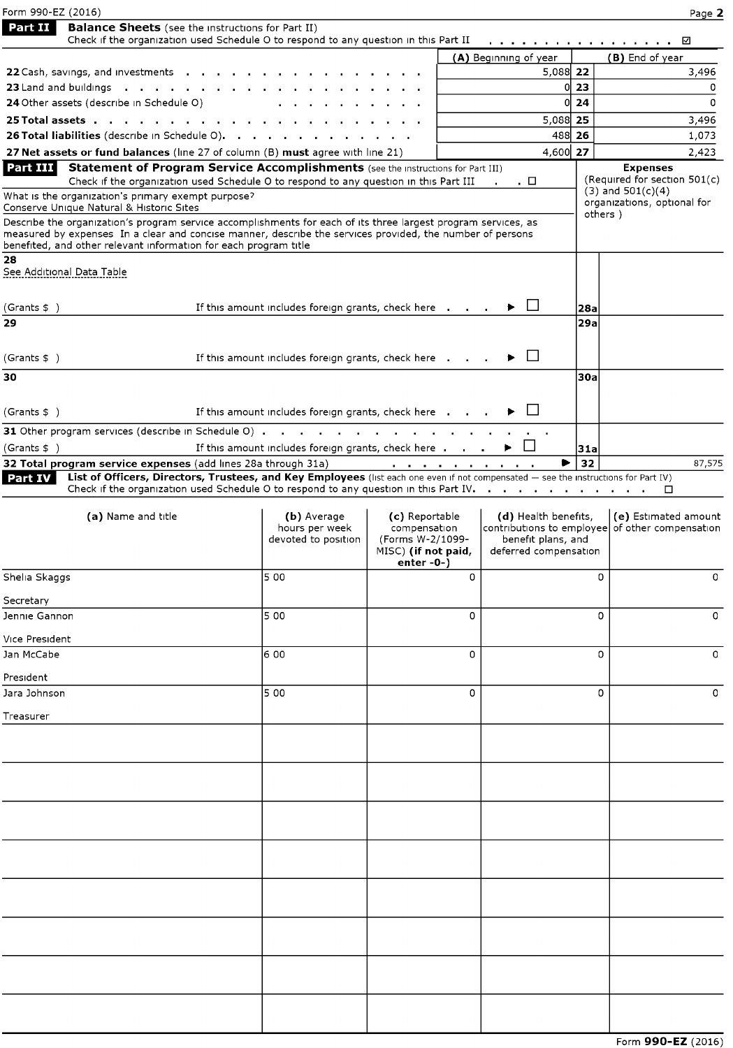Form 990-EZ (2016)

## Part II Balance Sheets (see the instructions for Part II)

Check if the organization used Schedule O to respond to any question in this Part II . . . . . . . . . . . . . . . . . ☑

| | (A) Beginning of year | | (B) End of year |
|---|---|---|---|
| **22** Cash, savings, and investments | 5,088 | 22 | 3,496 |
| **23** Land and buildings | 0 | 23 | 0 |
| **24** Other assets (describe in Schedule O) | 0 | 24 | 0 |
| **25 Total assets** | 5,088 | 25 | 3,496 |
| **26 Total liabilities** (describe in Schedule O) | 488 | 26 | 1,073 |
| **27 Net assets or fund balances** (line 27 of column (B) **must** agree with line 21) | 4,600 | 27 | 2,423 |

## Part III Statement of Program Service Accomplishments (see the instructions for Part III)

Check if the organization used Schedule O to respond to any question in this Part III . . ☐

**Expenses** (Required for section 501(c)(3) and 501(c)(4) organizations, optional for others )

What is the organization's primary exempt purpose?
Conserve Unique Natural & Historic Sites

Describe the organization's program service accomplishments for each of its three largest program services, as measured by expenses In a clear and concise manner, describe the services provided, the number of persons benefited, and other relevant information for each program title

| | | |
|---|---|---|
| **28** See Additional Data Table<br>(Grants $ ) If this amount includes foreign grants, check here . . . ▶ ☐ | 28a | |
| **29**<br>(Grants $ ) If this amount includes foreign grants, check here . . . ▶ ☐ | 29a | |
| **30**<br>(Grants $ ) If this amount includes foreign grants, check here . . . ▶ ☐ | 30a | |
| **31** Other program services (describe in Schedule O)<br>(Grants $ ) If this amount includes foreign grants, check here . . . ▶ ☐ | 31a | |
| **32 Total program service expenses** (add lines 28a through 31a) ▶ | 32 | 87,575 |

## Part IV List of Officers, Directors, Trustees, and Key Employees (list each one even if not compensated — see the instructions for Part IV)

Check if the organization used Schedule O to respond to any question in this Part IV. . . . . . . . . . . . . ☐

| (a) Name and title | (b) Average hours per week devoted to position | (c) Reportable compensation (Forms W-2/1099-MISC) (if not paid, enter -0-) | (d) Health benefits, contributions to employee benefit plans, and deferred compensation | (e) Estimated amount of other compensation |
|---|---|---|---|---|
| Shelia Skaggs<br>Secretary | 5 00 | 0 | 0 | 0 |
| Jennie Gannon<br>Vice President | 5 00 | 0 | 0 | 0 |
| Jan McCabe<br>President | 6 00 | 0 | 0 | 0 |
| Jara Johnson<br>Treasurer | 5 00 | 0 | 0 | 0 |

Form **990-EZ** (2016)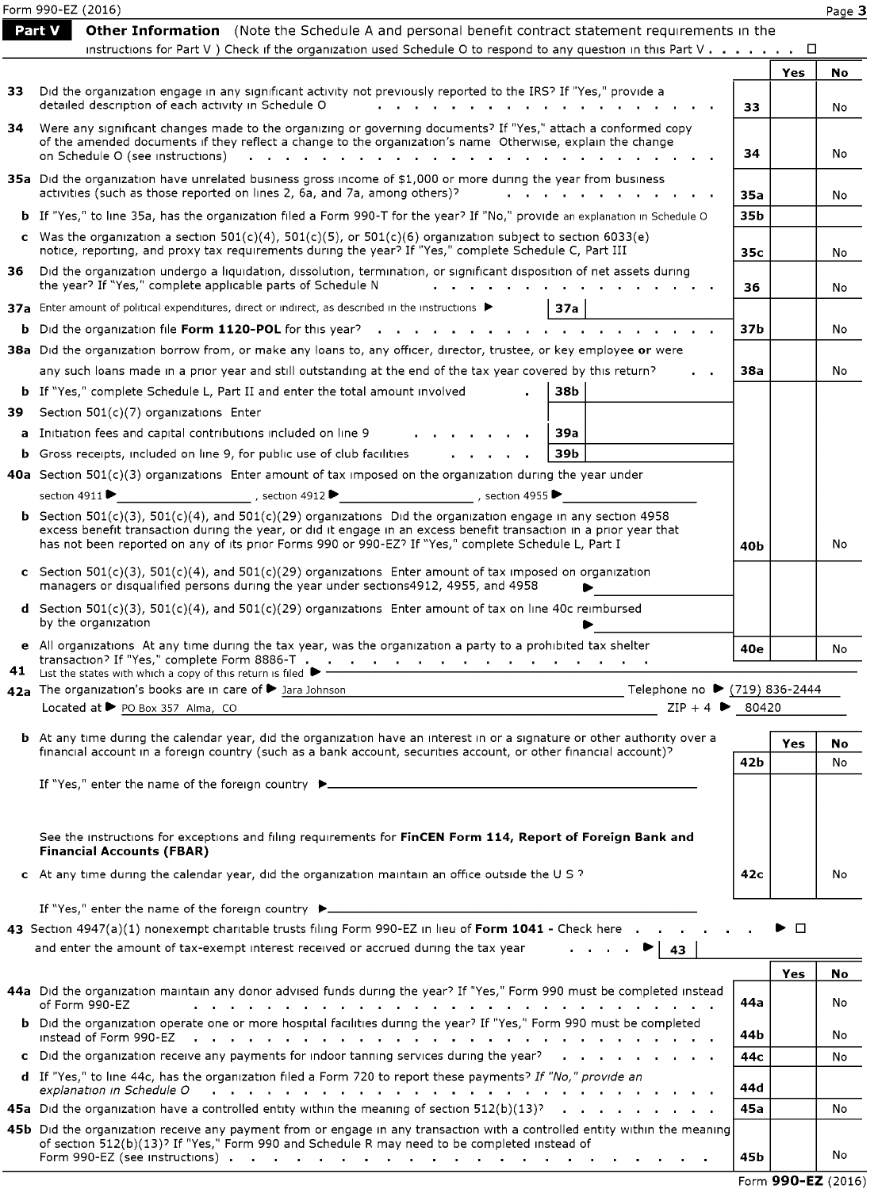Form 990-EZ (2016)

## Part V Other Information

(Note the Schedule A and personal benefit contract statement requirements in the instructions for Part V ) Check if the organization used Schedule O to respond to any question in this Part V . . . . . . . ☐

| | | | Yes | No |
|---|---|---|---|---|
| **33** | Did the organization engage in any significant activity not previously reported to the IRS? If "Yes," provide a detailed description of each activity in Schedule O | 33 | | No |
| **34** | Were any significant changes made to the organizing or governing documents? If "Yes," attach a conformed copy of the amended documents if they reflect a change to the organization's name Otherwise, explain the change on Schedule O (see instructions) | 34 | | No |
| **35a** | Did the organization have unrelated business gross income of $1,000 or more during the year from business activities (such as those reported on lines 2, 6a, and 7a, among others)? | 35a | | No |
| **b** | If "Yes," to line 35a, has the organization filed a Form 990-T for the year? If "No," provide an explanation in Schedule O | 35b | | |
| **c** | Was the organization a section 501(c)(4), 501(c)(5), or 501(c)(6) organization subject to section 6033(e) notice, reporting, and proxy tax requirements during the year? If "Yes," complete Schedule C, Part III | 35c | | No |
| **36** | Did the organization undergo a liquidation, dissolution, termination, or significant disposition of net assets during the year? If "Yes," complete applicable parts of Schedule N | 36 | | No |
| **37a** | Enter amount of political expenditures, direct or indirect, as described in the instructions ▶ **37a** | | | |
| **b** | Did the organization file **Form 1120-POL** for this year? | 37b | | No |
| **38a** | Did the organization borrow from, or make any loans to, any officer, director, trustee, or key employee **or** were any such loans made in a prior year and still outstanding at the end of the tax year covered by this return? | 38a | | No |
| **b** | If "Yes," complete Schedule L, Part II and enter the total amount involved **38b** | | | |
| **39** | Section 501(c)(7) organizations Enter | | | |
| **a** | Initiation fees and capital contributions included on line 9 **39a** | | | |
| **b** | Gross receipts, included on line 9, for public use of club facilities **39b** | | | |
| **40a** | Section 501(c)(3) organizations Enter amount of tax imposed on the organization during the year under section 4911 ▶ \_\_\_\_\_\_ , section 4912 ▶ \_\_\_\_\_\_ , section 4955 ▶ \_\_\_\_\_\_ | | | |
| **b** | Section 501(c)(3), 501(c)(4), and 501(c)(29) organizations Did the organization engage in any section 4958 excess benefit transaction during the year, or did it engage in an excess benefit transaction in a prior year that has not been reported on any of its prior Forms 990 or 990-EZ? If "Yes," complete Schedule L, Part I | 40b | | No |
| **c** | Section 501(c)(3), 501(c)(4), and 501(c)(29) organizations Enter amount of tax imposed on organization managers or disqualified persons during the year under sections4912, 4955, and 4958 ▶ | | | |
| **d** | Section 501(c)(3), 501(c)(4), and 501(c)(29) organizations Enter amount of tax on line 40c reimbursed by the organization ▶ | | | |
| **e** | All organizations At any time during the tax year, was the organization a party to a prohibited tax shelter transaction? If "Yes," complete Form 8886-T | 40e | | No |

**41** List the states with which a copy of this return is filed ▶

**42a** The organization's books are in care of ▶ Jara Johnson Telephone no ▶ (719) 836-2444

Located at ▶ PO Box 357 Alma, CO ZIP + 4 ▶ 80420

| | | | Yes | No |
|---|---|---|---|---|
| **b** | At any time during the calendar year, did the organization have an interest in or a signature or other authority over a financial account in a foreign country (such as a bank account, securities account, or other financial account)? | 42b | | No |

If "Yes," enter the name of the foreign country ▶

See the instructions for exceptions and filing requirements for **FinCEN Form 114, Report of Foreign Bank and Financial Accounts (FBAR)**

| | | | Yes | No |
|---|---|---|---|---|
| **c** | At any time during the calendar year, did the organization maintain an office outside the U S ? | 42c | | No |

If "Yes," enter the name of the foreign country ▶

**43** Section 4947(a)(1) nonexempt charitable trusts filing Form 990-EZ in lieu of **Form 1041** - Check here ▶ ☐

and enter the amount of tax-exempt interest received or accrued during the tax year ▶ **43**

| | | | Yes | No |
|---|---|---|---|---|
| **44a** | Did the organization maintain any donor advised funds during the year? If "Yes," Form 990 must be completed instead of Form 990-EZ | 44a | | No |
| **b** | Did the organization operate one or more hospital facilities during the year? If "Yes," Form 990 must be completed instead of Form 990-EZ | 44b | | No |
| **c** | Did the organization receive any payments for indoor tanning services during the year? | 44c | | No |
| **d** | If "Yes," to line 44c, has the organization filed a Form 720 to report these payments? *If "No," provide an explanation in Schedule O* | 44d | | |
| **45a** | Did the organization have a controlled entity within the meaning of section 512(b)(13)? | 45a | | No |
| **45b** | Did the organization receive any payment from or engage in any transaction with a controlled entity within the meaning of section 512(b)(13)? If "Yes," Form 990 and Schedule R may need to be completed instead of Form 990-EZ (see instructions) | 45b | | No |

Form **990-EZ** (2016)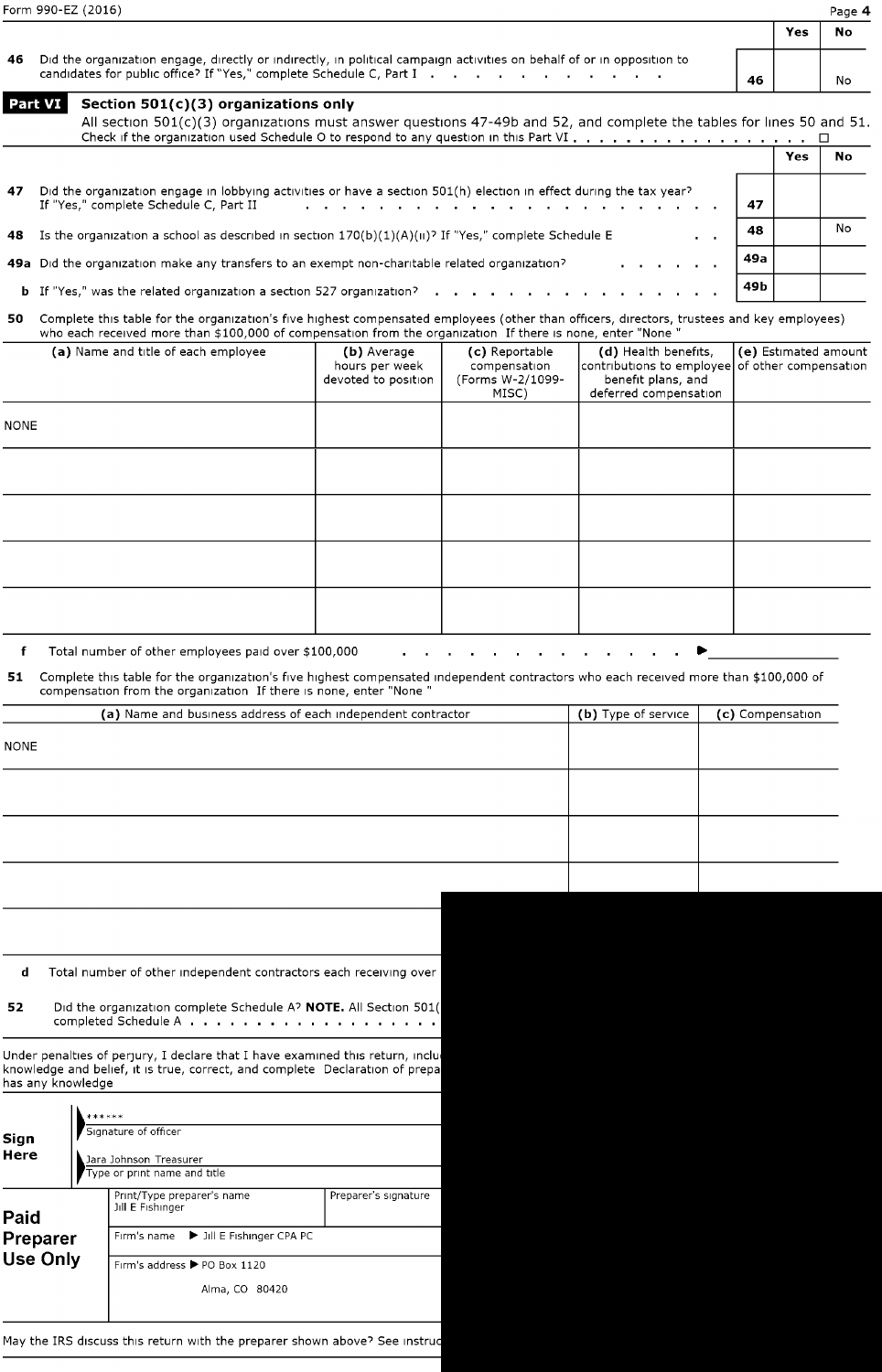Form 990-EZ (2016)

| | | | Yes | No |
|---|---|---|---|---|
| **46** | Did the organization engage, directly or indirectly, in political campaign activities on behalf of or in opposition to candidates for public office? If "Yes," complete Schedule C, Part I | 46 | | No |

**Part VI** **Section 501(c)(3) organizations only**

All section 501(c)(3) organizations must answer questions 47-49b and 52, and complete the tables for lines 50 and 51.

Check if the organization used Schedule O to respond to any question in this Part VI . . . ☐

| | | | Yes | No |
|---|---|---|---|---|
| **47** | Did the organization engage in lobbying activities or have a section 501(h) election in effect during the tax year? If "Yes," complete Schedule C, Part II | 47 | | |
| **48** | Is the organization a school as described in section 170(b)(1)(A)(ii)? If "Yes," complete Schedule E | 48 | | No |
| **49a** | Did the organization make any transfers to an exempt non-charitable related organization? | 49a | | |
| **b** | If "Yes," was the related organization a section 527 organization? | 49b | | |

**50** Complete this table for the organization's five highest compensated employees (other than officers, directors, trustees and key employees) who each received more than $100,000 of compensation from the organization If there is none, enter "None "

| (a) Name and title of each employee | (b) Average hours per week devoted to position | (c) Reportable compensation (Forms W-2/1099-MISC) | (d) Health benefits, contributions to employee benefit plans, and deferred compensation | (e) Estimated amount of other compensation |
|---|---|---|---|---|
| NONE | | | | |
| | | | | |
| | | | | |
| | | | | |
| | | | | |

**f** Total number of other employees paid over $100,000 ▶

**51** Complete this table for the organization's five highest compensated independent contractors who each received more than $100,000 of compensation from the organization If there is none, enter "None "

| (a) Name and business address of each independent contractor | (b) Type of service | (c) Compensation |
|---|---|---|
| NONE | | |
| | | |
| | | |
| | | |
| | | |

**d** Total number of other independent contractors each receiving over

**52** Did the organization complete Schedule A? **NOTE.** All Section 501( completed Schedule A . . .

Under penalties of perjury, I declare that I have examined this return, inclu knowledge and belief, it is true, correct, and complete Declaration of prepa has any knowledge

**Sign Here**

\*\*\*\*\*\*
Signature of officer

Jara Johnson Treasurer
Type or print name and title

**Paid Preparer Use Only**

Print/Type preparer's name: Jill E Fishinger
Preparer's signature

Firm's name ▶ Jill E Fishinger CPA PC

Firm's address ▶ PO Box 1120
Alma, CO 80420

May the IRS discuss this return with the preparer shown above? See instruc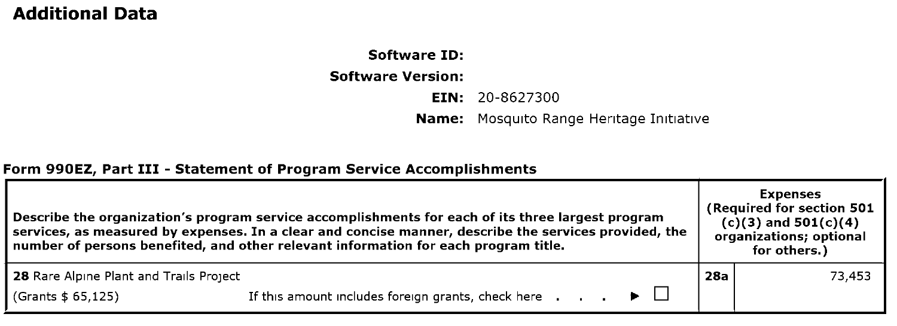## Additional Data

**Software ID:**
**Software Version:**
**EIN:** 20-8627300
**Name:** Mosquito Range Heritage Initiative

### Form 990EZ, Part III - Statement of Program Service Accomplishments

| Describe the organization's program service accomplishments for each of its three largest program services, as measured by expenses. In a clear and concise manner, describe the services provided, the number of persons benefited, and other relevant information for each program title. | | Expenses (Required for section 501 (c)(3) and 501(c)(4) organizations; optional for others.) |
|---|---|---|
| **28** Rare Alpine Plant and Trails Project<br>(Grants $ 65,125) If this amount includes foreign grants, check here . . . ▶ ☐ | 28a | 73,453 |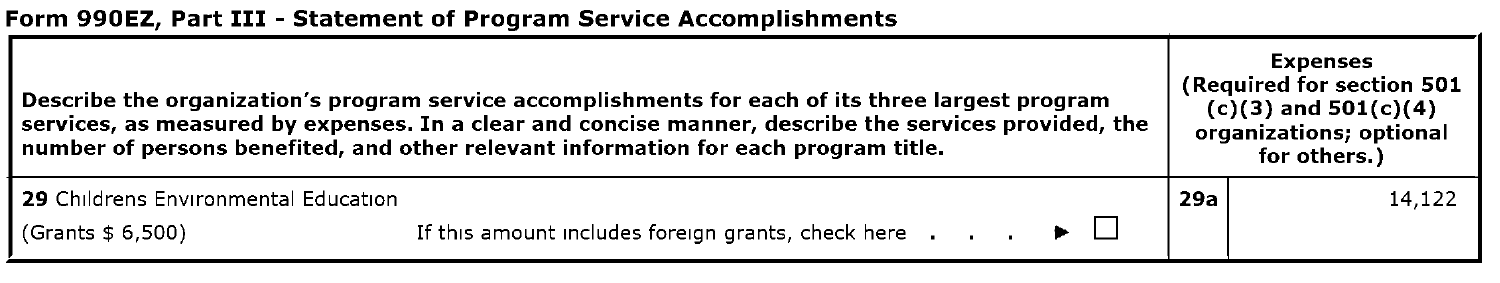## Form 990EZ, Part III - Statement of Program Service Accomplishments

| Describe the organization's program service accomplishments for each of its three largest program services, as measured by expenses. In a clear and concise manner, describe the services provided, the number of persons benefited, and other relevant information for each program title. | | Expenses (Required for section 501 (c)(3) and 501(c)(4) organizations; optional for others.) |
|---|---|---|
| **29** Childrens Environmental Education<br>(Grants $ 6,500) If this amount includes foreign grants, check here . . . ▶ ☐ | 29a | 14,122 |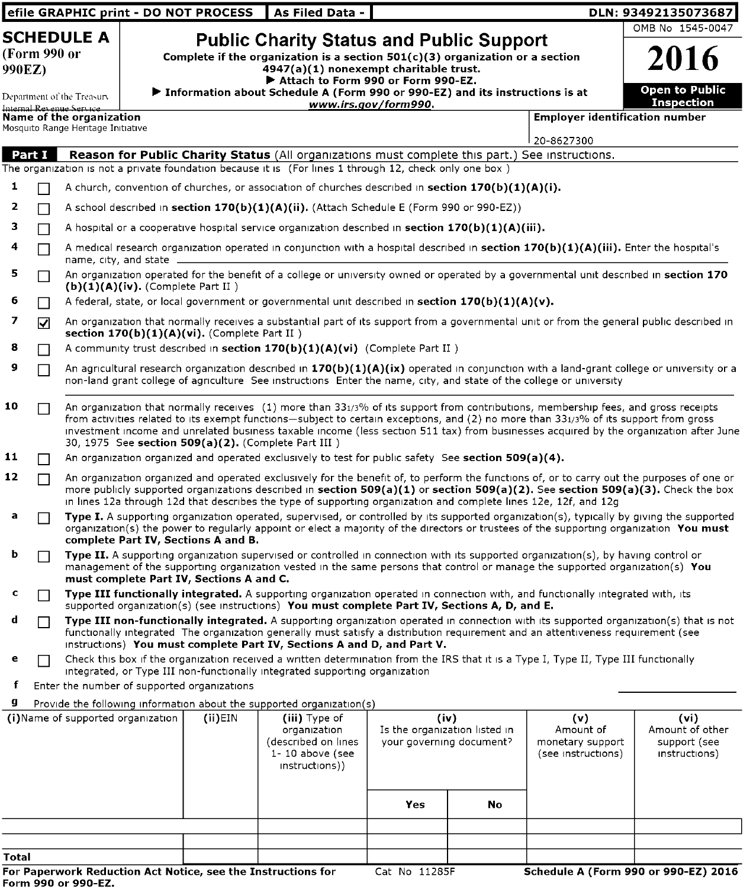efile GRAPHIC print - DO NOT PROCESS | As Filed Data - | DLN: 93492135073687

# SCHEDULE A (Form 990 or 990EZ)

Department of the Treasury
Internal Revenue Service

## Public Charity Status and Public Support

**Complete if the organization is a section 501(c)(3) organization or a section 4947(a)(1) nonexempt charitable trust.**
**▶ Attach to Form 990 or Form 990-EZ.**
**▶ Information about Schedule A (Form 990 or 990-EZ) and its instructions is at *www.irs.gov/form990*.**

OMB No 1545-0047

**2016**

**Open to Public Inspection**

**Name of the organization**
Mosquito Range Heritage Initiative

**Employer identification number**
20-8627300

## Part I Reason for Public Charity Status (All organizations must complete this part.) See instructions.

The organization is not a private foundation because it is (For lines 1 through 12, check only one box )

1 ☐ A church, convention of churches, or association of churches described in **section 170(b)(1)(A)(i).**

2 ☐ A school described in **section 170(b)(1)(A)(ii).** (Attach Schedule E (Form 990 or 990-EZ))

3 ☐ A hospital or a cooperative hospital service organization described in **section 170(b)(1)(A)(iii).**

4 ☐ A medical research organization operated in conjunction with a hospital described in **section 170(b)(1)(A)(iii).** Enter the hospital's name, city, and state

5 ☐ An organization operated for the benefit of a college or university owned or operated by a governmental unit described in **section 170 (b)(1)(A)(iv).** (Complete Part II )

6 ☐ A federal, state, or local government or governmental unit described in **section 170(b)(1)(A)(v).**

7 ☑ An organization that normally receives a substantial part of its support from a governmental unit or from the general public described in **section 170(b)(1)(A)(vi).** (Complete Part II )

8 ☐ A community trust described in **section 170(b)(1)(A)(vi)** (Complete Part II )

9 ☐ An agricultural research organization described in **170(b)(1)(A)(ix)** operated in conjunction with a land-grant college or university or a non-land grant college of agriculture See instructions Enter the name, city, and state of the college or university

10 ☐ An organization that normally receives (1) more than 33 1/3% of its support from contributions, membership fees, and gross receipts from activities related to its exempt functions—subject to certain exceptions, and (2) no more than 33 1/3% of its support from gross investment income and unrelated business taxable income (less section 511 tax) from businesses acquired by the organization after June 30, 1975 See **section 509(a)(2).** (Complete Part III )

11 ☐ An organization organized and operated exclusively to test for public safety See **section 509(a)(4).**

12 ☐ An organization organized and operated exclusively for the benefit of, to perform the functions of, or to carry out the purposes of one or more publicly supported organizations described in **section 509(a)(1)** or **section 509(a)(2).** See **section 509(a)(3).** Check the box in lines 12a through 12d that describes the type of supporting organization and complete lines 12e, 12f, and 12g

a ☐ **Type I.** A supporting organization operated, supervised, or controlled by its supported organization(s), typically by giving the supported organization(s) the power to regularly appoint or elect a majority of the directors or trustees of the supporting organization **You must complete Part IV, Sections A and B.**

b ☐ **Type II.** A supporting organization supervised or controlled in connection with its supported organization(s), by having control or management of the supporting organization vested in the same persons that control or manage the supported organization(s) **You must complete Part IV, Sections A and C.**

c ☐ **Type III functionally integrated.** A supporting organization operated in connection with, and functionally integrated with, its supported organization(s) (see instructions) **You must complete Part IV, Sections A, D, and E.**

d ☐ **Type III non-functionally integrated.** A supporting organization operated in connection with its supported organization(s) that is not functionally integrated The organization generally must satisfy a distribution requirement and an attentiveness requirement (see instructions) **You must complete Part IV, Sections A and D, and Part V.**

e ☐ Check this box if the organization received a written determination from the IRS that it is a Type I, Type II, Type III functionally integrated, or Type III non-functionally integrated supporting organization

f Enter the number of supported organizations

g Provide the following information about the supported organization(s)

| (i) Name of supported organization | (ii) EIN | (iii) Type of organization (described on lines 1- 10 above (see instructions)) | (iv) Is the organization listed in your governing document? | | (v) Amount of monetary support (see instructions) | (vi) Amount of other support (see instructions) |
|---|---|---|---|---|---|---|
| | | | Yes | No | | |
| | | | | | | |
| | | | | | | |
| **Total** | | | | | | |

**For Paperwork Reduction Act Notice, see the Instructions for Form 990 or 990-EZ.** Cat No 11285F **Schedule A (Form 990 or 990-EZ) 2016**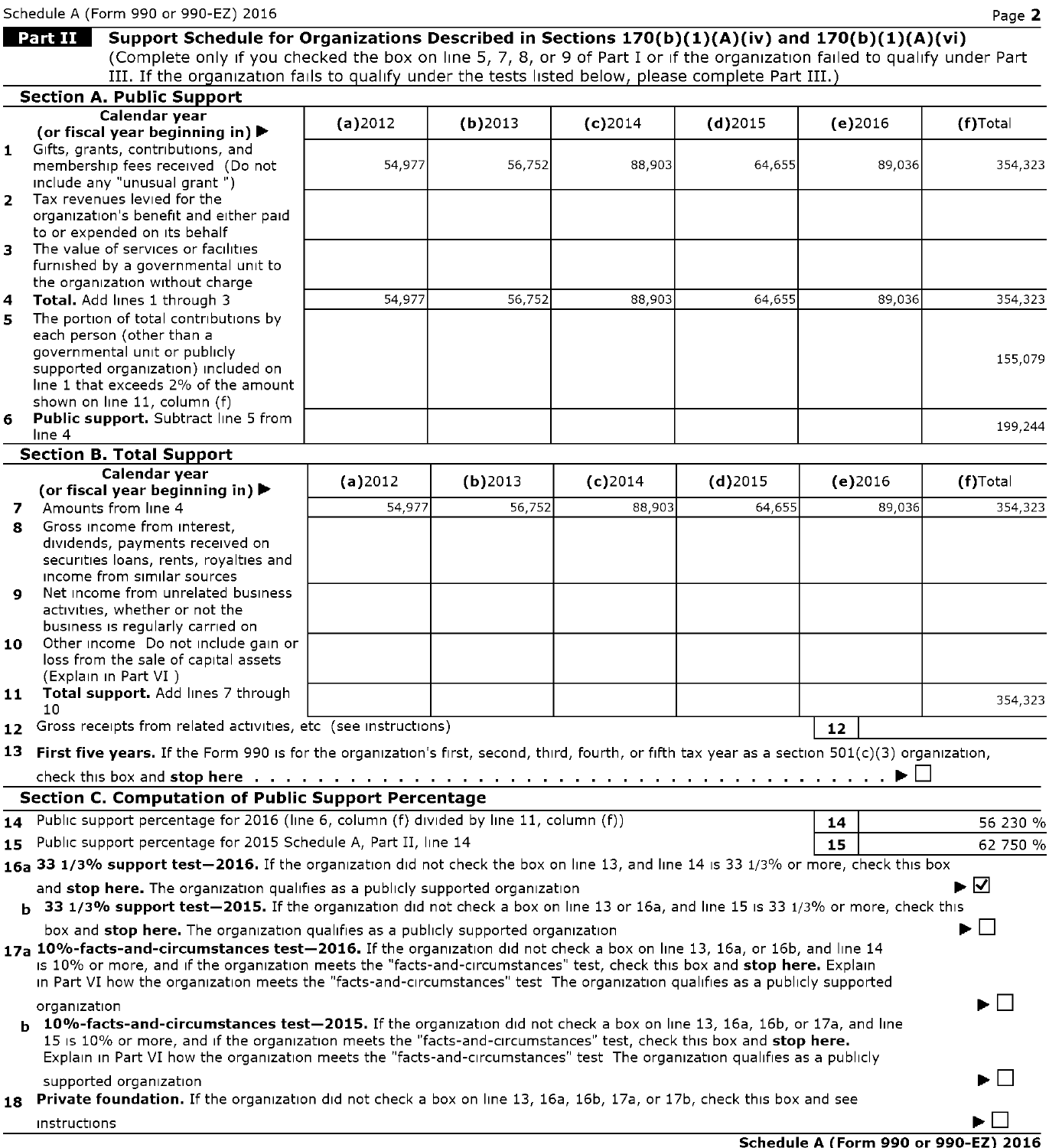Schedule A (Form 990 or 990-EZ) 2016

**Part II** **Support Schedule for Organizations Described in Sections 170(b)(1)(A)(iv) and 170(b)(1)(A)(vi)**
(Complete only if you checked the box on line 5, 7, 8, or 9 of Part I or if the organization failed to qualify under Part III. If the organization fails to qualify under the tests listed below, please complete Part III.)

**Section A. Public Support**

| Calendar year (or fiscal year beginning in) ▶ | (a)2012 | (b)2013 | (c)2014 | (d)2015 | (e)2016 | (f)Total |
|---|---|---|---|---|---|---|
| 1 Gifts, grants, contributions, and membership fees received (Do not include any "unusual grant ") | 54,977 | 56,752 | 88,903 | 64,655 | 89,036 | 354,323 |
| 2 Tax revenues levied for the organization's benefit and either paid to or expended on its behalf | | | | | | |
| 3 The value of services or facilities furnished by a governmental unit to the organization without charge | | | | | | |
| 4 **Total.** Add lines 1 through 3 | 54,977 | 56,752 | 88,903 | 64,655 | 89,036 | 354,323 |
| 5 The portion of total contributions by each person (other than a governmental unit or publicly supported organization) included on line 1 that exceeds 2% of the amount shown on line 11, column (f) | | | | | | 155,079 |
| 6 **Public support.** Subtract line 5 from line 4 | | | | | | 199,244 |

**Section B. Total Support**

| Calendar year (or fiscal year beginning in) ▶ | (a)2012 | (b)2013 | (c)2014 | (d)2015 | (e)2016 | (f)Total |
|---|---|---|---|---|---|---|
| 7 Amounts from line 4 | 54,977 | 56,752 | 88,903 | 64,655 | 89,036 | 354,323 |
| 8 Gross income from interest, dividends, payments received on securities loans, rents, royalties and income from similar sources | | | | | | |
| 9 Net income from unrelated business activities, whether or not the business is regularly carried on | | | | | | |
| 10 Other income Do not include gain or loss from the sale of capital assets (Explain in Part VI ) | | | | | | |
| 11 **Total support.** Add lines 7 through 10 | | | | | | 354,323 |

12 Gross receipts from related activities, etc (see instructions) | 12 |

13 **First five years.** If the Form 990 is for the organization's first, second, third, fourth, or fifth tax year as a section 501(c)(3) organization, check this box and **stop here** ▶ ☐

**Section C. Computation of Public Support Percentage**

14 Public support percentage for 2016 (line 6, column (f) divided by line 11, column (f)) | 14 | 56 230 %

15 Public support percentage for 2015 Schedule A, Part II, line 14 | 15 | 62 750 %

16a **33 1/3% support test—2016.** If the organization did not check the box on line 13, and line 14 is 33 1/3% or more, check this box and **stop here.** The organization qualifies as a publicly supported organization ▶ ☑

b **33 1/3% support test—2015.** If the organization did not check a box on line 13 or 16a, and line 15 is 33 1/3% or more, check this box and **stop here.** The organization qualifies as a publicly supported organization ▶ ☐

17a **10%-facts-and-circumstances test—2016.** If the organization did not check a box on line 13, 16a, or 16b, and line 14 is 10% or more, and if the organization meets the "facts-and-circumstances" test, check this box and **stop here.** Explain in Part VI how the organization meets the "facts-and-circumstances" test The organization qualifies as a publicly supported organization ▶ ☐

b **10%-facts-and-circumstances test—2015.** If the organization did not check a box on line 13, 16a, 16b, or 17a, and line 15 is 10% or more, and if the organization meets the "facts-and-circumstances" test, check this box and **stop here.** Explain in Part VI how the organization meets the "facts-and-circumstances" test The organization qualifies as a publicly supported organization ▶ ☐

18 **Private foundation.** If the organization did not check a box on line 13, 16a, 16b, 17a, or 17b, check this box and see instructions ▶ ☐

**Schedule A (Form 990 or 990-EZ) 2016**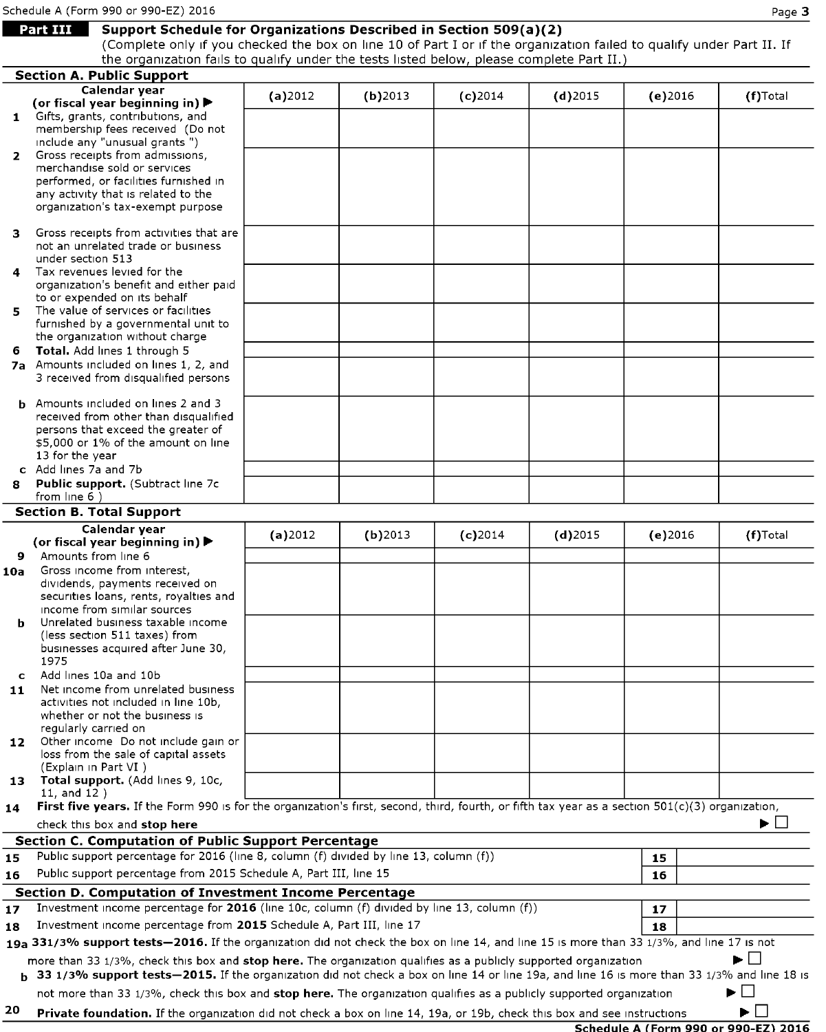Schedule A (Form 990 or 990-EZ) 2016

## Part III Support Schedule for Organizations Described in Section 509(a)(2)

(Complete only if you checked the box on line 10 of Part I or if the organization failed to qualify under Part II. If the organization fails to qualify under the tests listed below, please complete Part II.)

### Section A. Public Support

| Calendar year (or fiscal year beginning in) ▶ | (a) 2012 | (b) 2013 | (c) 2014 | (d) 2015 | (e) 2016 | (f) Total |
|---|---|---|---|---|---|---|
| **1** Gifts, grants, contributions, and membership fees received (Do not include any "unusual grants ") | | | | | | |
| **2** Gross receipts from admissions, merchandise sold or services performed, or facilities furnished in any activity that is related to the organization's tax-exempt purpose | | | | | | |
| **3** Gross receipts from activities that are not an unrelated trade or business under section 513 | | | | | | |
| **4** Tax revenues levied for the organization's benefit and either paid to or expended on its behalf | | | | | | |
| **5** The value of services or facilities furnished by a governmental unit to the organization without charge | | | | | | |
| **6** **Total.** Add lines 1 through 5 | | | | | | |
| **7a** Amounts included on lines 1, 2, and 3 received from disqualified persons | | | | | | |
| **b** Amounts included on lines 2 and 3 received from other than disqualified persons that exceed the greater of $5,000 or 1% of the amount on line 13 for the year | | | | | | |
| **c** Add lines 7a and 7b | | | | | | |
| **8** **Public support.** (Subtract line 7c from line 6 ) | | | | | | |

### Section B. Total Support

| Calendar year (or fiscal year beginning in) ▶ | (a) 2012 | (b) 2013 | (c) 2014 | (d) 2015 | (e) 2016 | (f) Total |
|---|---|---|---|---|---|---|
| **9** Amounts from line 6 | | | | | | |
| **10a** Gross income from interest, dividends, payments received on securities loans, rents, royalties and income from similar sources | | | | | | |
| **b** Unrelated business taxable income (less section 511 taxes) from businesses acquired after June 30, 1975 | | | | | | |
| **c** Add lines 10a and 10b | | | | | | |
| **11** Net income from unrelated business activities not included in line 10b, whether or not the business is regularly carried on | | | | | | |
| **12** Other income Do not include gain or loss from the sale of capital assets (Explain in Part VI ) | | | | | | |
| **13** **Total support.** (Add lines 9, 10c, 11, and 12 ) | | | | | | |

**14** **First five years.** If the Form 990 is for the organization's first, second, third, fourth, or fifth tax year as a section 501(c)(3) organization, check this box and **stop here** ▶ ☐

### Section C. Computation of Public Support Percentage

| | | | |
|---|---|---|---|
| **15** | Public support percentage for 2016 (line 8, column (f) divided by line 13, column (f)) | **15** | |
| **16** | Public support percentage from 2015 Schedule A, Part III, line 15 | **16** | |

### Section D. Computation of Investment Income Percentage

| | | | |
|---|---|---|---|
| **17** | Investment income percentage for **2016** (line 10c, column (f) divided by line 13, column (f)) | **17** | |
| **18** | Investment income percentage from **2015** Schedule A, Part III, line 17 | **18** | |

**19a** **33 1/3% support tests—2016.** If the organization did not check the box on line 14, and line 15 is more than 33 1/3%, and line 17 is not more than 33 1/3%, check this box and **stop here.** The organization qualifies as a publicly supported organization ▶ ☐

**b** **33 1/3% support tests—2015.** If the organization did not check a box on line 14 or line 19a, and line 16 is more than 33 1/3% and line 18 is not more than 33 1/3%, check this box and **stop here.** The organization qualifies as a publicly supported organization ▶ ☐

**20** **Private foundation.** If the organization did not check a box on line 14, 19a, or 19b, check this box and see instructions ▶ ☐

**Schedule A (Form 990 or 990-EZ) 2016**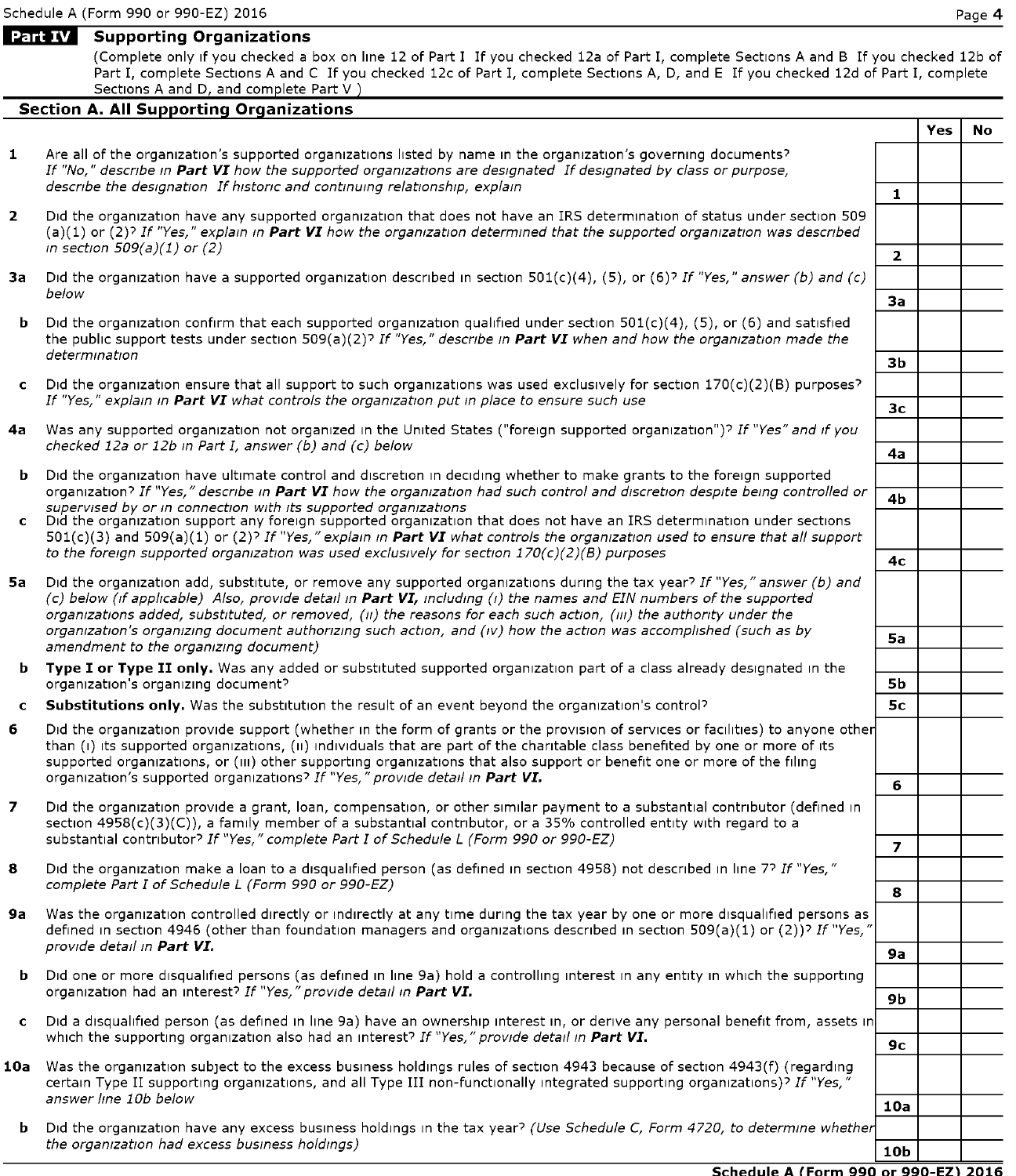Schedule A (Form 990 or 990-EZ) 2016

## Part IV Supporting Organizations

(Complete only if you checked a box on line 12 of Part I If you checked 12a of Part I, complete Sections A and B If you checked 12b of Part I, complete Sections A and C If you checked 12c of Part I, complete Sections A, D, and E If you checked 12d of Part I, complete Sections A and D, and complete Part V )

### Section A. All Supporting Organizations

| | | | Yes | No |
|---|---|---|---|---|
| 1 | Are all of the organization's supported organizations listed by name in the organization's governing documents? *If "No," describe in* ***Part VI*** *how the supported organizations are designated If designated by class or purpose, describe the designation If historic and continuing relationship, explain* | 1 | | |
| 2 | Did the organization have any supported organization that does not have an IRS determination of status under section 509 (a)(1) or (2)? *If "Yes," explain in* ***Part VI*** *how the organization determined that the supported organization was described in section 509(a)(1) or (2)* | 2 | | |
| 3a | Did the organization have a supported organization described in section 501(c)(4), (5), or (6)? *If "Yes," answer (b) and (c) below* | 3a | | |
| b | Did the organization confirm that each supported organization qualified under section 501(c)(4), (5), or (6) and satisfied the public support tests under section 509(a)(2)? *If "Yes," describe in* ***Part VI*** *when and how the organization made the determination* | 3b | | |
| c | Did the organization ensure that all support to such organizations was used exclusively for section 170(c)(2)(B) purposes? *If "Yes," explain in* ***Part VI*** *what controls the organization put in place to ensure such use* | 3c | | |
| 4a | Was any supported organization not organized in the United States ("foreign supported organization")? *If "Yes" and if you checked 12a or 12b in Part I, answer (b) and (c) below* | 4a | | |
| b | Did the organization have ultimate control and discretion in deciding whether to make grants to the foreign supported organization? *If "Yes," describe in* ***Part VI*** *how the organization had such control and discretion despite being controlled or supervised by or in connection with its supported organizations* | 4b | | |
| c | Did the organization support any foreign supported organization that does not have an IRS determination under sections 501(c)(3) and 509(a)(1) or (2)? *If "Yes," explain in* ***Part VI*** *what controls the organization used to ensure that all support to the foreign supported organization was used exclusively for section 170(c)(2)(B) purposes* | 4c | | |
| 5a | Did the organization add, substitute, or remove any supported organizations during the tax year? *If "Yes," answer (b) and (c) below (if applicable) Also, provide detail in* ***Part VI,*** *including (i) the names and EIN numbers of the supported organizations added, substituted, or removed, (ii) the reasons for each such action, (iii) the authority under the organization's organizing document authorizing such action, and (iv) how the action was accomplished (such as by amendment to the organizing document)* | 5a | | |
| b | **Type I or Type II only.** Was any added or substituted supported organization part of a class already designated in the organization's organizing document? | 5b | | |
| c | **Substitutions only.** Was the substitution the result of an event beyond the organization's control? | 5c | | |
| 6 | Did the organization provide support (whether in the form of grants or the provision of services or facilities) to anyone other than (i) its supported organizations, (ii) individuals that are part of the charitable class benefited by one or more of its supported organizations, or (iii) other supporting organizations that also support or benefit one or more of the filing organization's supported organizations? *If "Yes," provide detail in* ***Part VI.*** | 6 | | |
| 7 | Did the organization provide a grant, loan, compensation, or other similar payment to a substantial contributor (defined in section 4958(c)(3)(C)), a family member of a substantial contributor, or a 35% controlled entity with regard to a substantial contributor? *If "Yes," complete Part I of Schedule L (Form 990 or 990-EZ)* | 7 | | |
| 8 | Did the organization make a loan to a disqualified person (as defined in section 4958) not described in line 7? *If "Yes," complete Part I of Schedule L (Form 990 or 990-EZ)* | 8 | | |
| 9a | Was the organization controlled directly or indirectly at any time during the tax year by one or more disqualified persons as defined in section 4946 (other than foundation managers and organizations described in section 509(a)(1) or (2))? *If "Yes," provide detail in* ***Part VI.*** | 9a | | |
| b | Did one or more disqualified persons (as defined in line 9a) hold a controlling interest in any entity in which the supporting organization had an interest? *If "Yes," provide detail in* ***Part VI.*** | 9b | | |
| c | Did a disqualified person (as defined in line 9a) have an ownership interest in, or derive any personal benefit from, assets in which the supporting organization also had an interest? *If "Yes," provide detail in* ***Part VI.*** | 9c | | |
| 10a | Was the organization subject to the excess business holdings rules of section 4943 because of section 4943(f) (regarding certain Type II supporting organizations, and all Type III non-functionally integrated supporting organizations)? *If "Yes," answer line 10b below* | 10a | | |
| b | Did the organization have any excess business holdings in the tax year? *(Use Schedule C, Form 4720, to determine whether the organization had excess business holdings)* | 10b | | |

**Schedule A (Form 990 or 990-EZ) 2016**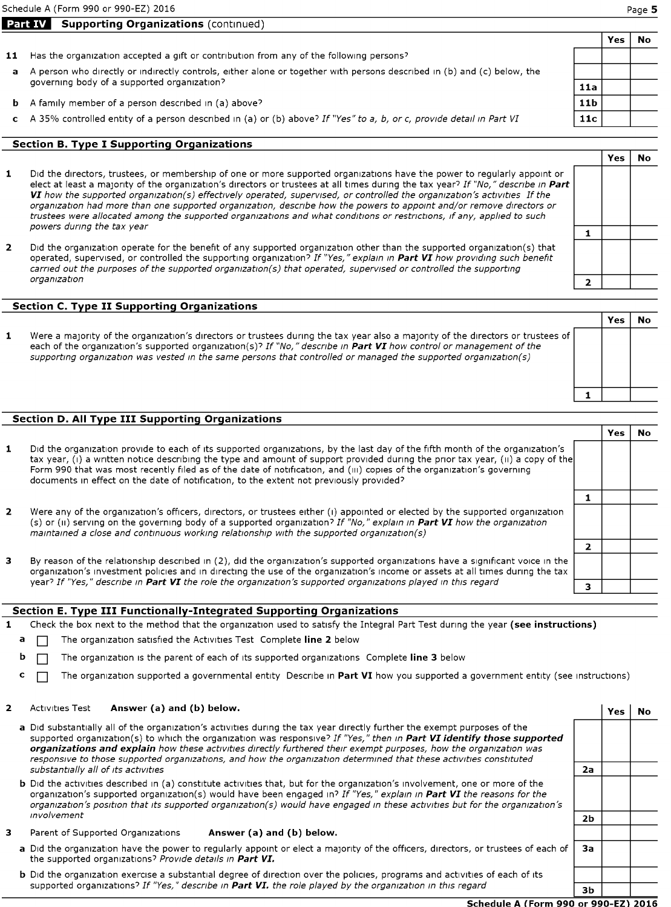Schedule A (Form 990 or 990-EZ) 2016

## Part IV Supporting Organizations (continued)

| | | | Yes | No |
|---|---|---|---|---|
| **11** | Has the organization accepted a gift or contribution from any of the following persons? | | | |
| **a** | A person who directly or indirectly controls, either alone or together with persons described in (b) and (c) below, the governing body of a supported organization? | **11a** | | |
| **b** | A family member of a person described in (a) above? | **11b** | | |
| **c** | A 35% controlled entity of a person described in (a) or (b) above? *If "Yes" to a, b, or c, provide detail in Part VI* | **11c** | | |

### Section B. Type I Supporting Organizations

| | | | Yes | No |
|---|---|---|---|---|
| **1** | Did the directors, trustees, or membership of one or more supported organizations have the power to regularly appoint or elect at least a majority of the organization's directors or trustees at all times during the tax year? *If "No," describe in* ***Part VI*** *how the supported organization(s) effectively operated, supervised, or controlled the organization's activities If the organization had more than one supported organization, describe how the powers to appoint and/or remove directors or trustees were allocated among the supported organizations and what conditions or restrictions, if any, applied to such powers during the tax year* | **1** | | |
| **2** | Did the organization operate for the benefit of any supported organization other than the supported organization(s) that operated, supervised, or controlled the supporting organization? *If "Yes," explain in* ***Part VI*** *how providing such benefit carried out the purposes of the supported organization(s) that operated, supervised or controlled the supporting organization* | **2** | | |

### Section C. Type II Supporting Organizations

| | | | Yes | No |
|---|---|---|---|---|
| **1** | Were a majority of the organization's directors or trustees during the tax year also a majority of the directors or trustees of each of the organization's supported organization(s)? *If "No," describe in* ***Part VI*** *how control or management of the supporting organization was vested in the same persons that controlled or managed the supported organization(s)* | **1** | | |

### Section D. All Type III Supporting Organizations

| | | | Yes | No |
|---|---|---|---|---|
| **1** | Did the organization provide to each of its supported organizations, by the last day of the fifth month of the organization's tax year, (i) a written notice describing the type and amount of support provided during the prior tax year, (ii) a copy of the Form 990 that was most recently filed as of the date of notification, and (iii) copies of the organization's governing documents in effect on the date of notification, to the extent not previously provided? | **1** | | |
| **2** | Were any of the organization's officers, directors, or trustees either (i) appointed or elected by the supported organization (s) or (ii) serving on the governing body of a supported organization? *If "No," explain in* ***Part VI*** *how the organization maintained a close and continuous working relationship with the supported organization(s)* | **2** | | |
| **3** | By reason of the relationship described in (2), did the organization's supported organizations have a significant voice in the organization's investment policies and in directing the use of the organization's income or assets at all times during the tax year? *If "Yes," describe in* ***Part VI*** *the role the organization's supported organizations played in this regard* | **3** | | |

### Section E. Type III Functionally-Integrated Supporting Organizations

**1** Check the box next to the method that the organization used to satisfy the Integral Part Test during the year **(see instructions)**

- **a** ☐ The organization satisfied the Activities Test Complete **line 2** below
- **b** ☐ The organization is the parent of each of its supported organizations Complete **line 3** below
- **c** ☐ The organization supported a governmental entity Describe in **Part VI** how you supported a government entity (see instructions)

| | | | Yes | No |
|---|---|---|---|---|
| **2** | Activities Test **Answer (a) and (b) below.** | | | |
| **a** | Did substantially all of the organization's activities during the tax year directly further the exempt purposes of the supported organization(s) to which the organization was responsive? *If "Yes," then in* ***Part VI identify those supported organizations and explain*** *how these activities directly furthered their exempt purposes, how the organization was responsive to those supported organizations, and how the organization determined that these activities constituted substantially all of its activities* | **2a** | | |
| **b** | Did the activities described in (a) constitute activities that, but for the organization's involvement, one or more of the organization's supported organization(s) would have been engaged in? *If "Yes," explain in* ***Part VI*** *the reasons for the organization's position that its supported organization(s) would have engaged in these activities but for the organization's involvement* | **2b** | | |
| **3** | Parent of Supported Organizations **Answer (a) and (b) below.** | | | |
| **a** | Did the organization have the power to regularly appoint or elect a majority of the officers, directors, or trustees of each of the supported organizations? *Provide details in* ***Part VI.*** | **3a** | | |
| **b** | Did the organization exercise a substantial degree of direction over the policies, programs and activities of each of its supported organizations? *If "Yes," describe in* ***Part VI.*** *the role played by the organization in this regard* | **3b** | | |

**Schedule A (Form 990 or 990-EZ) 2016**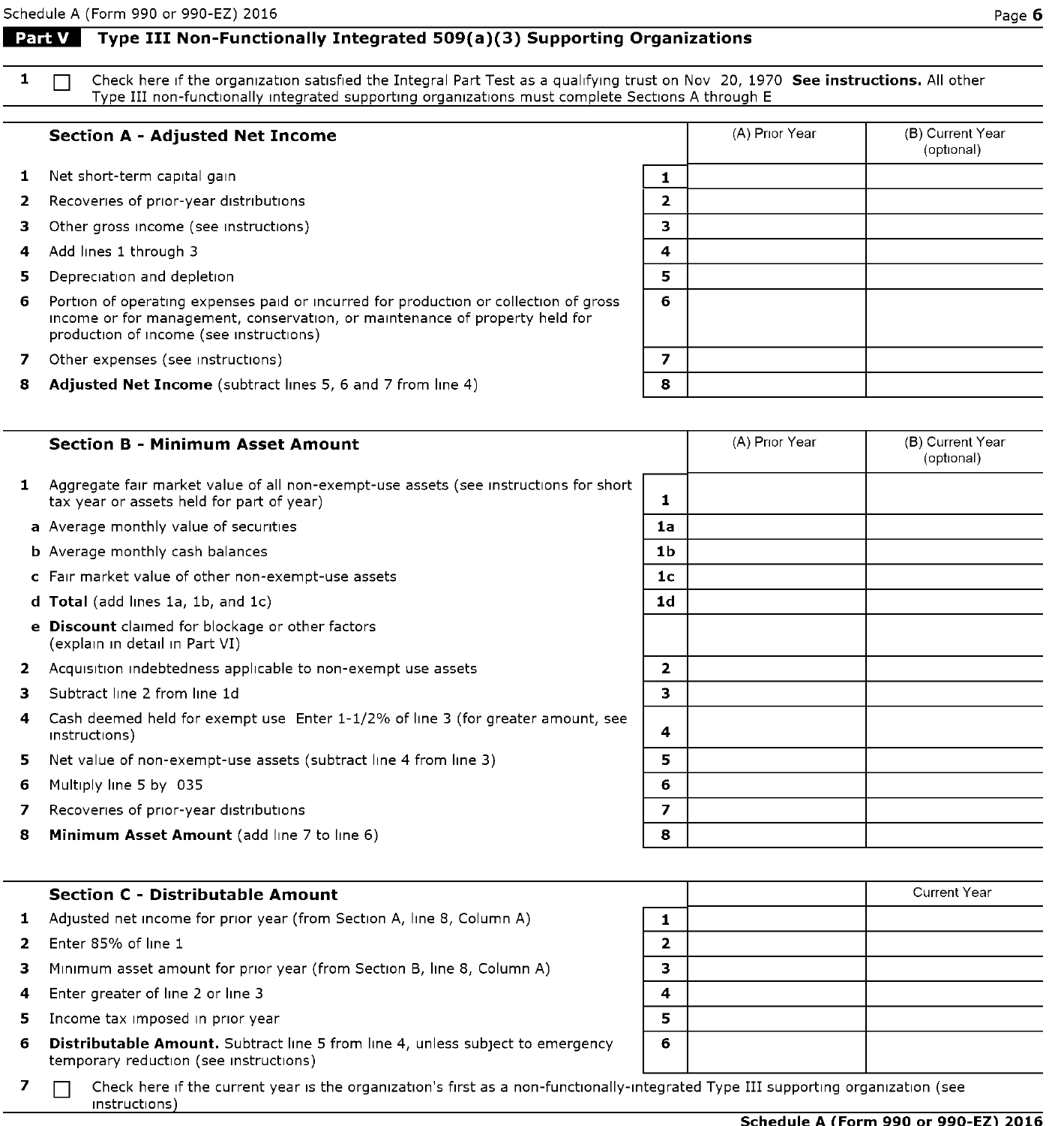## Part V Type III Non-Functionally Integrated 509(a)(3) Supporting Organizations

**1** ☐ Check here if the organization satisfied the Integral Part Test as a qualifying trust on Nov 20, 1970 **See instructions.** All other Type III non-functionally integrated supporting organizations must complete Sections A through E

| | **Section A - Adjusted Net Income** | | (A) Prior Year | (B) Current Year (optional) |
|---|---|---|---|---|
| 1 | Net short-term capital gain | 1 | | |
| 2 | Recoveries of prior-year distributions | 2 | | |
| 3 | Other gross income (see instructions) | 3 | | |
| 4 | Add lines 1 through 3 | 4 | | |
| 5 | Depreciation and depletion | 5 | | |
| 6 | Portion of operating expenses paid or incurred for production or collection of gross income or for management, conservation, or maintenance of property held for production of income (see instructions) | 6 | | |
| 7 | Other expenses (see instructions) | 7 | | |
| 8 | **Adjusted Net Income** (subtract lines 5, 6 and 7 from line 4) | 8 | | |

| | **Section B - Minimum Asset Amount** | | (A) Prior Year | (B) Current Year (optional) |
|---|---|---|---|---|
| 1 | Aggregate fair market value of all non-exempt-use assets (see instructions for short tax year or assets held for part of year) | 1 | | |
| a | Average monthly value of securities | 1a | | |
| b | Average monthly cash balances | 1b | | |
| c | Fair market value of other non-exempt-use assets | 1c | | |
| d | **Total** (add lines 1a, 1b, and 1c) | 1d | | |
| e | **Discount** claimed for blockage or other factors (explain in detail in Part VI) | | | |
| 2 | Acquisition indebtedness applicable to non-exempt use assets | 2 | | |
| 3 | Subtract line 2 from line 1d | 3 | | |
| 4 | Cash deemed held for exempt use Enter 1-1/2% of line 3 (for greater amount, see instructions) | 4 | | |
| 5 | Net value of non-exempt-use assets (subtract line 4 from line 3) | 5 | | |
| 6 | Multiply line 5 by 035 | 6 | | |
| 7 | Recoveries of prior-year distributions | 7 | | |
| 8 | **Minimum Asset Amount** (add line 7 to line 6) | 8 | | |

| | **Section C - Distributable Amount** | | | Current Year |
|---|---|---|---|---|
| 1 | Adjusted net income for prior year (from Section A, line 8, Column A) | 1 | | |
| 2 | Enter 85% of line 1 | 2 | | |
| 3 | Minimum asset amount for prior year (from Section B, line 8, Column A) | 3 | | |
| 4 | Enter greater of line 2 or line 3 | 4 | | |
| 5 | Income tax imposed in prior year | 5 | | |
| 6 | **Distributable Amount.** Subtract line 5 from line 4, unless subject to emergency temporary reduction (see instructions) | 6 | | |

**7** ☐ Check here if the current year is the organization's first as a non-functionally-integrated Type III supporting organization (see instructions)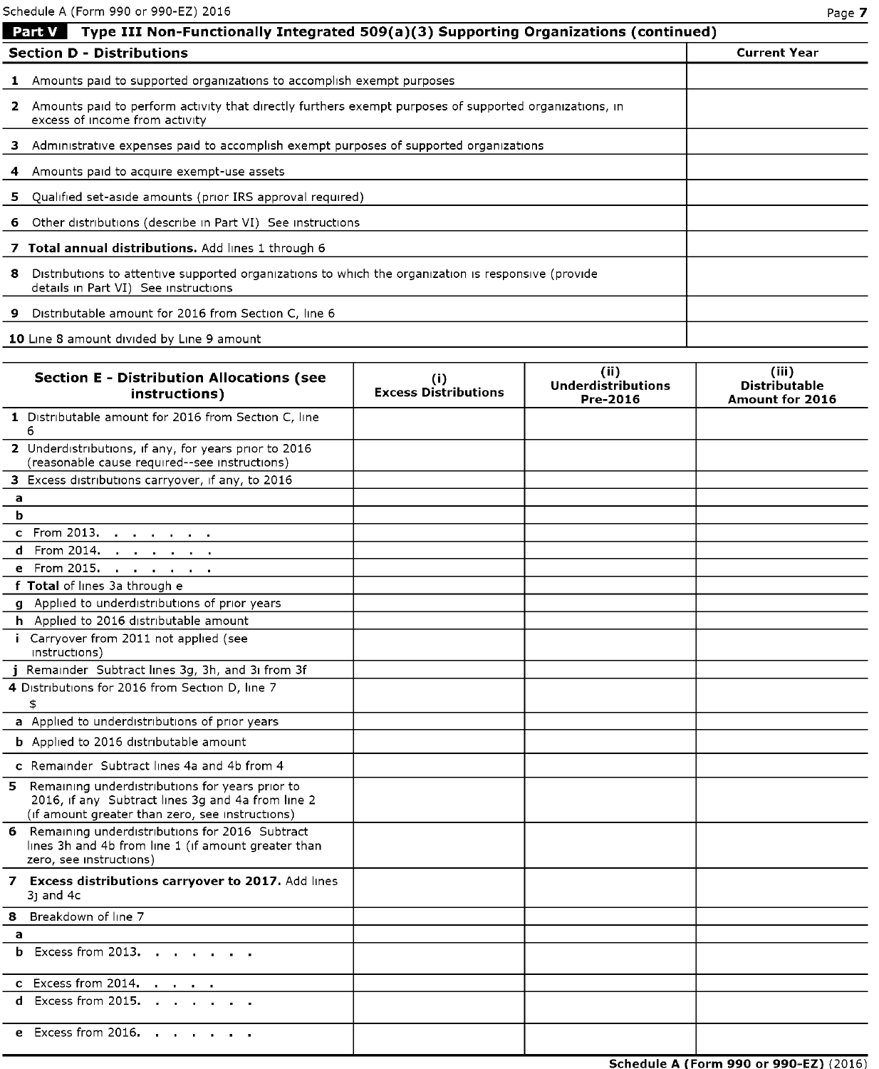## Part V Type III Non-Functionally Integrated 509(a)(3) Supporting Organizations (continued)

| Section D - Distributions | Current Year |
|---|---|
| 1 Amounts paid to supported organizations to accomplish exempt purposes | |
| 2 Amounts paid to perform activity that directly furthers exempt purposes of supported organizations, in excess of income from activity | |
| 3 Administrative expenses paid to accomplish exempt purposes of supported organizations | |
| 4 Amounts paid to acquire exempt-use assets | |
| 5 Qualified set-aside amounts (prior IRS approval required) | |
| 6 Other distributions (describe in Part VI) See instructions | |
| 7 **Total annual distributions.** Add lines 1 through 6 | |
| 8 Distributions to attentive supported organizations to which the organization is responsive (provide details in Part VI) See instructions | |
| 9 Distributable amount for 2016 from Section C, line 6 | |
| 10 Line 8 amount divided by Line 9 amount | |

| Section E - Distribution Allocations (see instructions) | (i) Excess Distributions | (ii) Underdistributions Pre-2016 | (iii) Distributable Amount for 2016 |
|---|---|---|---|
| 1 Distributable amount for 2016 from Section C, line 6 | | | |
| 2 Underdistributions, if any, for years prior to 2016 (reasonable cause required--see instructions) | | | |
| 3 Excess distributions carryover, if any, to 2016 | | | |
| a | | | |
| b | | | |
| c From 2013. | | | |
| d From 2014. | | | |
| e From 2015. | | | |
| f **Total** of lines 3a through e | | | |
| g Applied to underdistributions of prior years | | | |
| h Applied to 2016 distributable amount | | | |
| i Carryover from 2011 not applied (see instructions) | | | |
| j Remainder Subtract lines 3g, 3h, and 3i from 3f | | | |
| 4 Distributions for 2016 from Section D, line 7 $ | | | |
| a Applied to underdistributions of prior years | | | |
| b Applied to 2016 distributable amount | | | |
| c Remainder Subtract lines 4a and 4b from 4 | | | |
| 5 Remaining underdistributions for years prior to 2016, if any Subtract lines 3g and 4a from line 2 (if amount greater than zero, see instructions) | | | |
| 6 Remaining underdistributions for 2016 Subtract lines 3h and 4b from line 1 (if amount greater than zero, see instructions) | | | |
| 7 **Excess distributions carryover to 2017.** Add lines 3j and 4c | | | |
| 8 Breakdown of line 7 | | | |
| a | | | |
| b Excess from 2013. | | | |
| c Excess from 2014. | | | |
| d Excess from 2015. | | | |
| e Excess from 2016. | | | |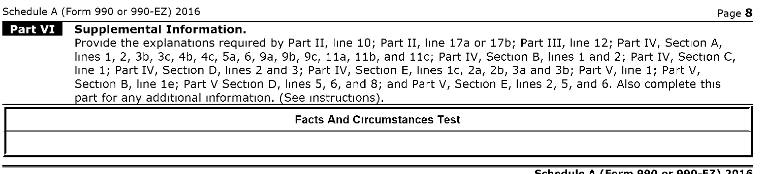## Part VI Supplemental Information.

Provide the explanations required by Part II, line 10; Part II, line 17a or 17b; Part III, line 12; Part IV, Section A, lines 1, 2, 3b, 3c, 4b, 4c, 5a, 6, 9a, 9b, 9c, 11a, 11b, and 11c; Part IV, Section B, lines 1 and 2; Part IV, Section C, line 1; Part IV, Section D, lines 2 and 3; Part IV, Section E, lines 1c, 2a, 2b, 3a and 3b; Part V, line 1; Part V, Section B, line 1e; Part V Section D, lines 5, 6, and 8; and Part V, Section E, lines 2, 5, and 6. Also complete this part for any additional information. (See instructions).

| Facts And Circumstances Test |
|---|
| |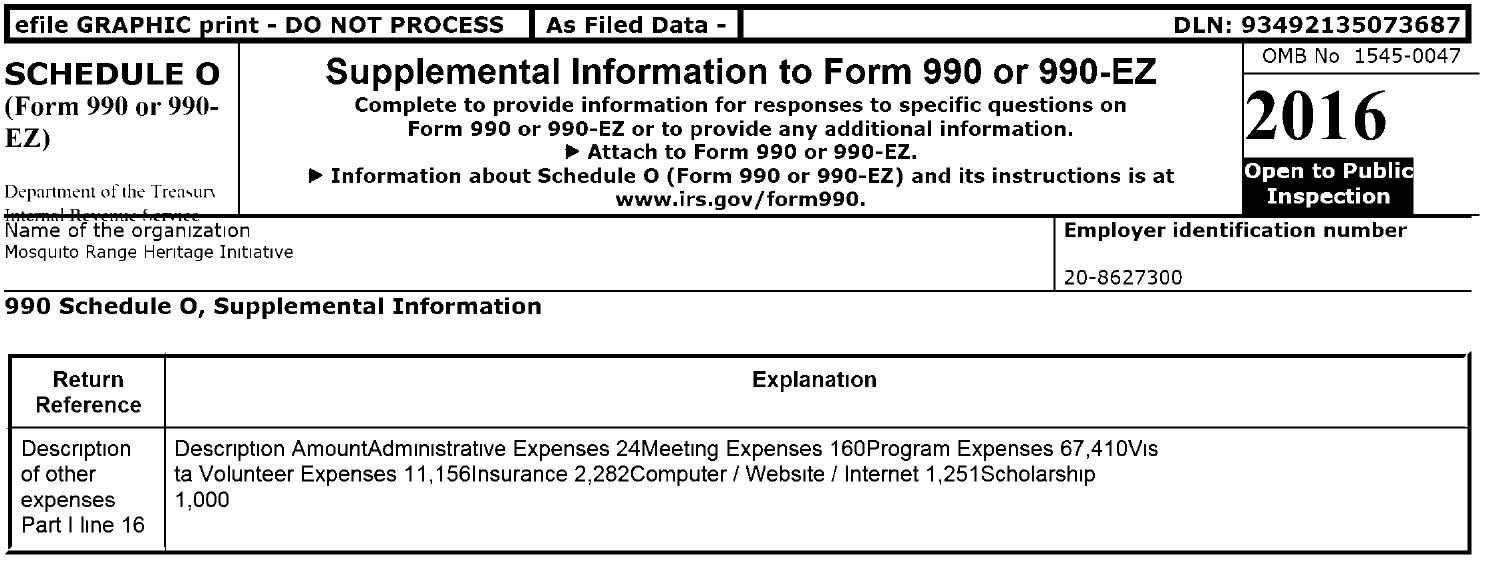efile GRAPHIC print - DO NOT PROCESS | As Filed Data - | DLN: 93492135073687

# SCHEDULE O (Form 990 or 990-EZ)

Department of the Treasury
Internal Revenue Service

## Supplemental Information to Form 990 or 990-EZ

**Complete to provide information for responses to specific questions on Form 990 or 990-EZ or to provide any additional information.**
**▶ Attach to Form 990 or 990-EZ.**
**▶ Information about Schedule O (Form 990 or 990-EZ) and its instructions is at www.irs.gov/form990.**

OMB No 1545-0047

**2016**

**Open to Public Inspection**

| Name of the organization | Employer identification number |
|---|---|
| Mosquito Range Heritage Initiative | 20-8627300 |

### 990 Schedule O, Supplemental Information

| Return Reference | Explanation |
|---|---|
| Description of other expenses Part I line 16 | Description AmountAdministrative Expenses 24Meeting Expenses 160Program Expenses 67,410Vista Volunteer Expenses 11,156Insurance 2,282Computer / Website / Internet 1,251Scholarship 1,000 |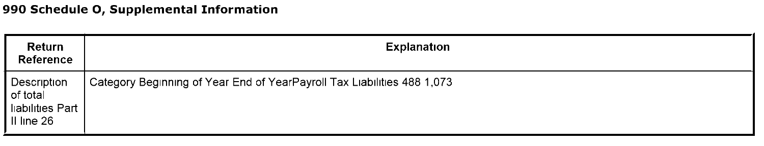**990 Schedule O, Supplemental Information**

| Return Reference | Explanation |
| --- | --- |
| Description of total liabilities Part II line 26 | Category Beginning of Year End of YearPayroll Tax Liabilities 488 1,073 |